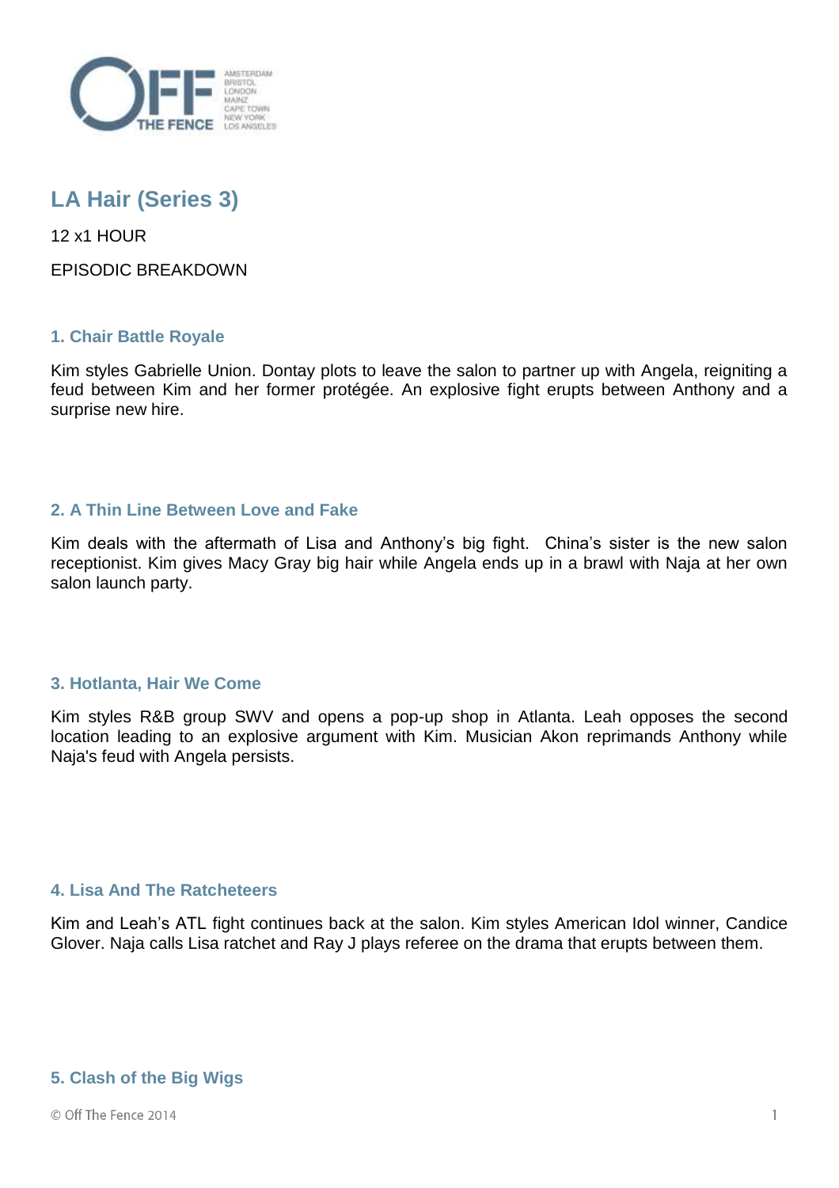# LA Hair (Series 3)

12 x1 HOUR

EPISODIC BREAKDOWN

### 1. Chair Battle Royale

Kim styles Gabrielle Union. Dontay plots to leave the salon to partner up with Angela, reigniting a feud between Kim and her former protégée. An explosive fight erupts between Anthony and a surprise new hire.

### 2. A Thin Line Between Love and Fake

Kim deals with the aftermath of Lisa and Anthony's big fight. China's sister is the new salon receptionist. Kim gives Macy Gray big hair while Angela ends up in a brawl with Naja at her own salon launch party.

### 3. Hotlanta, Hair We Come

Kim styles R&B group SWV and opens a pop-up shop in Atlanta. Leah opposes the second location leading to an explosive argument with Kim. Musician Akon reprimands Anthony while Naja's feud with Angela persists.

### 4. Lisa And The Ratcheteers

Kim and Leah's ATL fight continues back at the salon. Kim styles American Idol winner, Candice Glover. Naja calls Lisa ratchet and Ray J plays referee on the drama that erupts between them.

### 5. Clash of the Big Wigs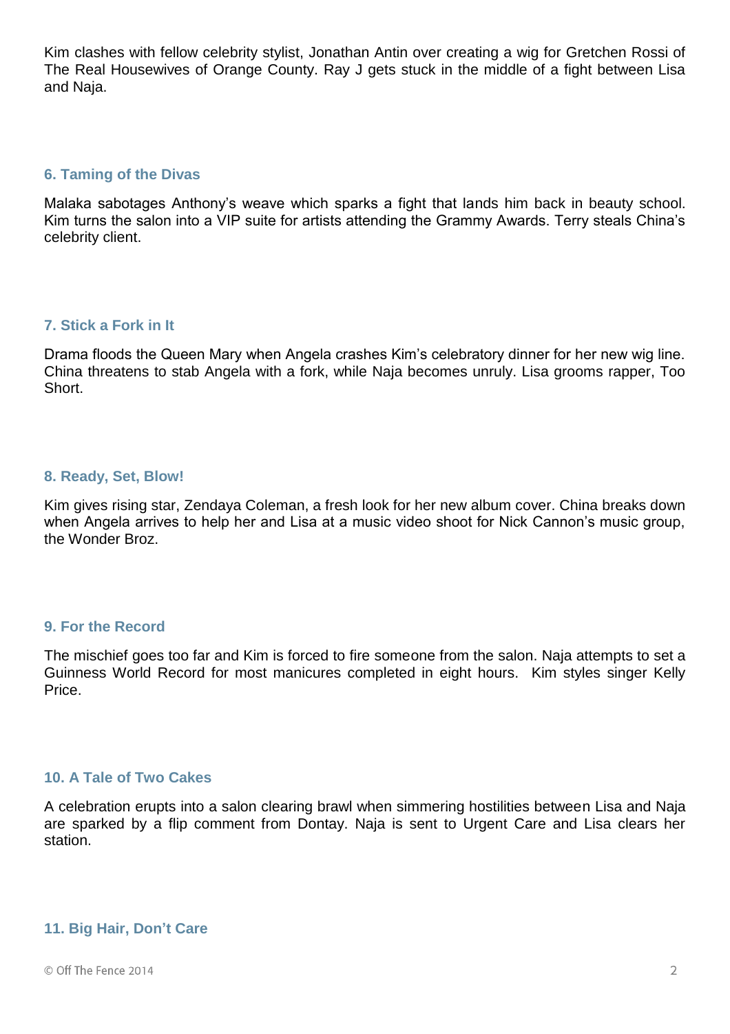Kim clashes with fellow celebrity stylist, Jonathan Antin over creating a wig for Gretchen Rossi of The Real Housewives of Orange County. Ray J gets stuck in the middle of a fight between Lisa and Naja.

### 6. Taming of the Divas

Malaka sabotages Anthony's weave which sparks a fight that lands him back in beauty school. Kim turns the salon into a VIP suite for artists attending the Grammy Awards. Terry steals China's celebrity client.

### 7. Stick a Fork in It

Drama floods the Queen Mary when Angela crashes Kim's celebratory dinner for her new wig line. China threatens to stab Angela with a fork, while Naja becomes unruly. Lisa grooms rapper, Too Short.

### 8. Ready, Set, Blow!

Kim gives rising star, Zendaya Coleman, a fresh look for her new album cover. China breaks down when Angela arrives to help her and Lisa at a music video shoot for Nick Cannon's music group, the Wonder Broz.

### 9. For the Record

The mischief goes too far and Kim is forced to fire someone from the salon. Naja attempts to set a Guinness World Record for most manicures completed in eight hours. Kim styles singer Kelly Price.

### 10. A Tale of Two Cakes

A celebration erupts into a salon clearing brawl when simmering hostilities between Lisa and Naja are sparked by a flip comment from Dontay. Naja is sent to Urgent Care and Lisa clears her station.

### 11. Big Hair, Don't Care

© Off The Fence 2014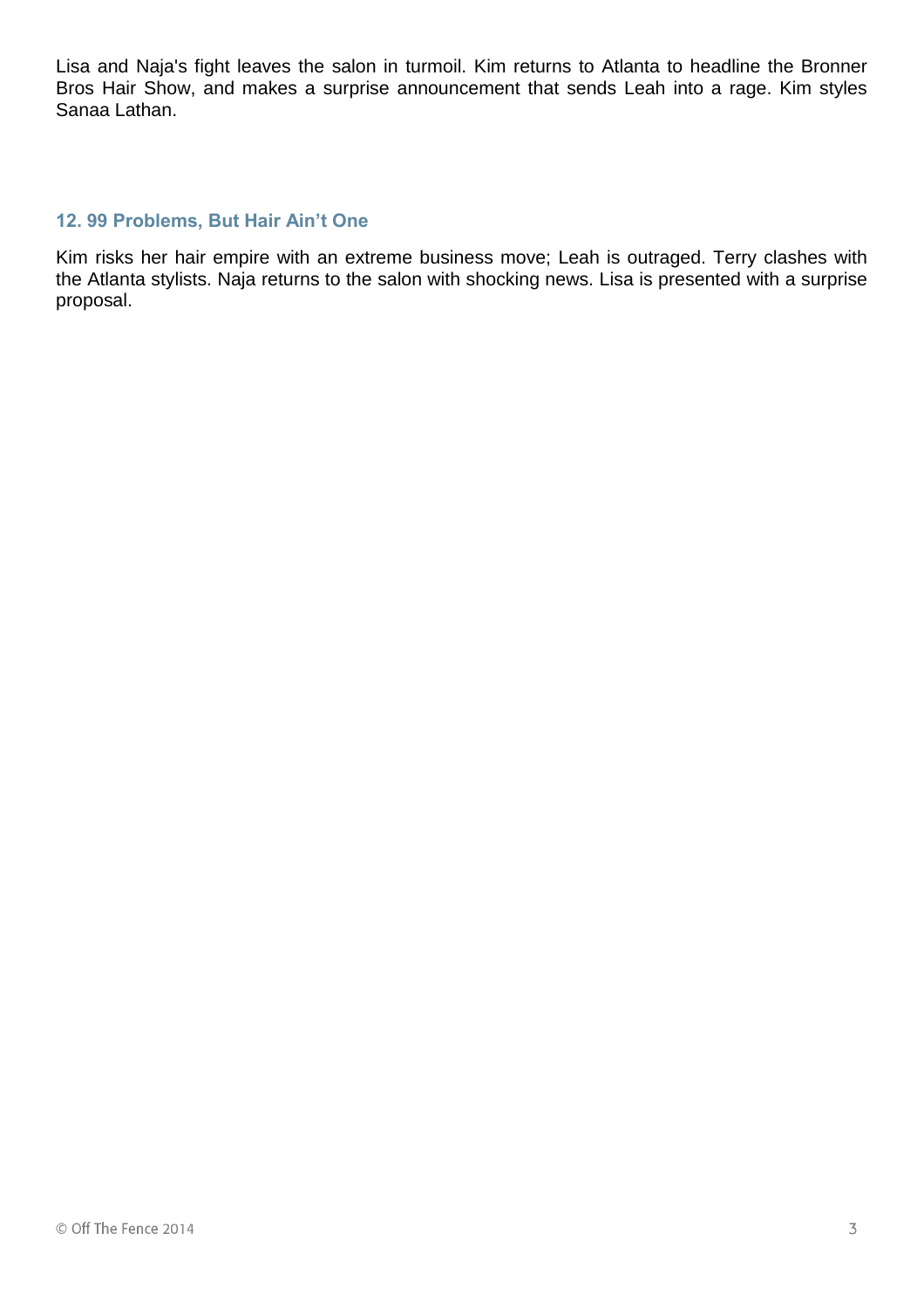Lisa and Naja's fight leaves the salon in turmoil. Kim returns to Atlanta to headline the Bronner Bros Hair Show, and makes a surprise announcement that sends Leah into a rage. Kim styles Sanaa Lathan.

### 12. 99 Problems, But Hair Ain't One

Kim risks her hair empire with an extreme business move; Leah is outraged. Terry clashes with the Atlanta stylists. Naja returns to the salon with shocking news. Lisa is presented with a surprise proposal.